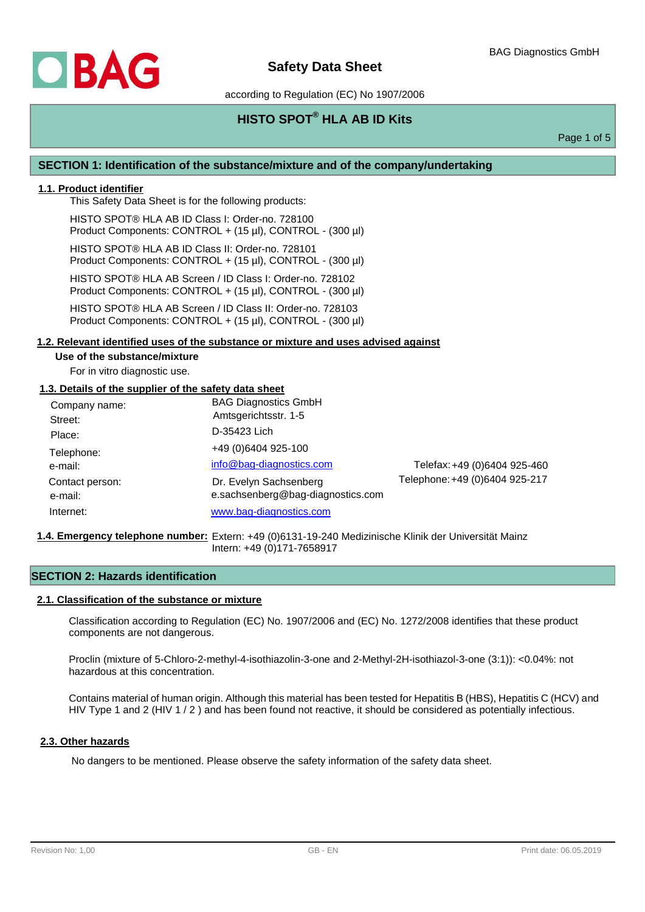# Safety Data Sheet

according to Regulation (EC) No 1907/2006

## HISTO SPOT® HLA AB ID Kits

## SECTION 1: Identification of the substance/mixture and of the company/undertaking

### 1.1. Product identifier

This Safety Data Sheet is for the following products:

HISTO SPOT® HLA AB ID Class I: Order-no. 728100
Product Components: CONTROL + (15 µl), CONTROL - (300 µl)

HISTO SPOT® HLA AB ID Class II: Order-no. 728101
Product Components: CONTROL + (15 µl), CONTROL - (300 µl)

HISTO SPOT® HLA AB Screen / ID Class I: Order-no. 728102
Product Components: CONTROL + (15 µl), CONTROL - (300 µl)

HISTO SPOT® HLA AB Screen / ID Class II: Order-no. 728103
Product Components: CONTROL + (15 µl), CONTROL - (300 µl)

### 1.2. Relevant identified uses of the substance or mixture and uses advised against

**Use of the substance/mixture**

For in vitro diagnostic use.

### 1.3. Details of the supplier of the safety data sheet

| | | |
|---|---|---|
| Company name: | BAG Diagnostics GmbH | |
| Street: | Amtsgerichtsstr. 1-5 | |
| Place: | D-35423 Lich | |
| Telephone: | +49 (0)6404 925-100 | Telefax: +49 (0)6404 925-460 |
| e-mail: | info@bag-diagnostics.com | |
| Contact person: | Dr. Evelyn Sachsenberg | Telephone: +49 (0)6404 925-217 |
| e-mail: | e.sachsenberg@bag-diagnostics.com | |
| Internet: | www.bag-diagnostics.com | |

### 1.4. Emergency telephone number:

Extern: +49 (0)6131-19-240 Medizinische Klinik der Universität Mainz
Intern: +49 (0)171-7658917

## SECTION 2: Hazards identification

### 2.1. Classification of the substance or mixture

Classification according to Regulation (EC) No. 1907/2006 and (EC) No. 1272/2008 identifies that these product components are not dangerous.

Proclin (mixture of 5-Chloro-2-methyl-4-isothiazolin-3-one and 2-Methyl-2H-isothiazol-3-one (3:1)): <0.04%: not hazardous at this concentration.

Contains material of human origin. Although this material has been tested for Hepatitis B (HBS), Hepatitis C (HCV) and HIV Type 1 and 2 (HIV 1 / 2 ) and has been found not reactive, it should be considered as potentially infectious.

### 2.3. Other hazards

No dangers to be mentioned. Please observe the safety information of the safety data sheet.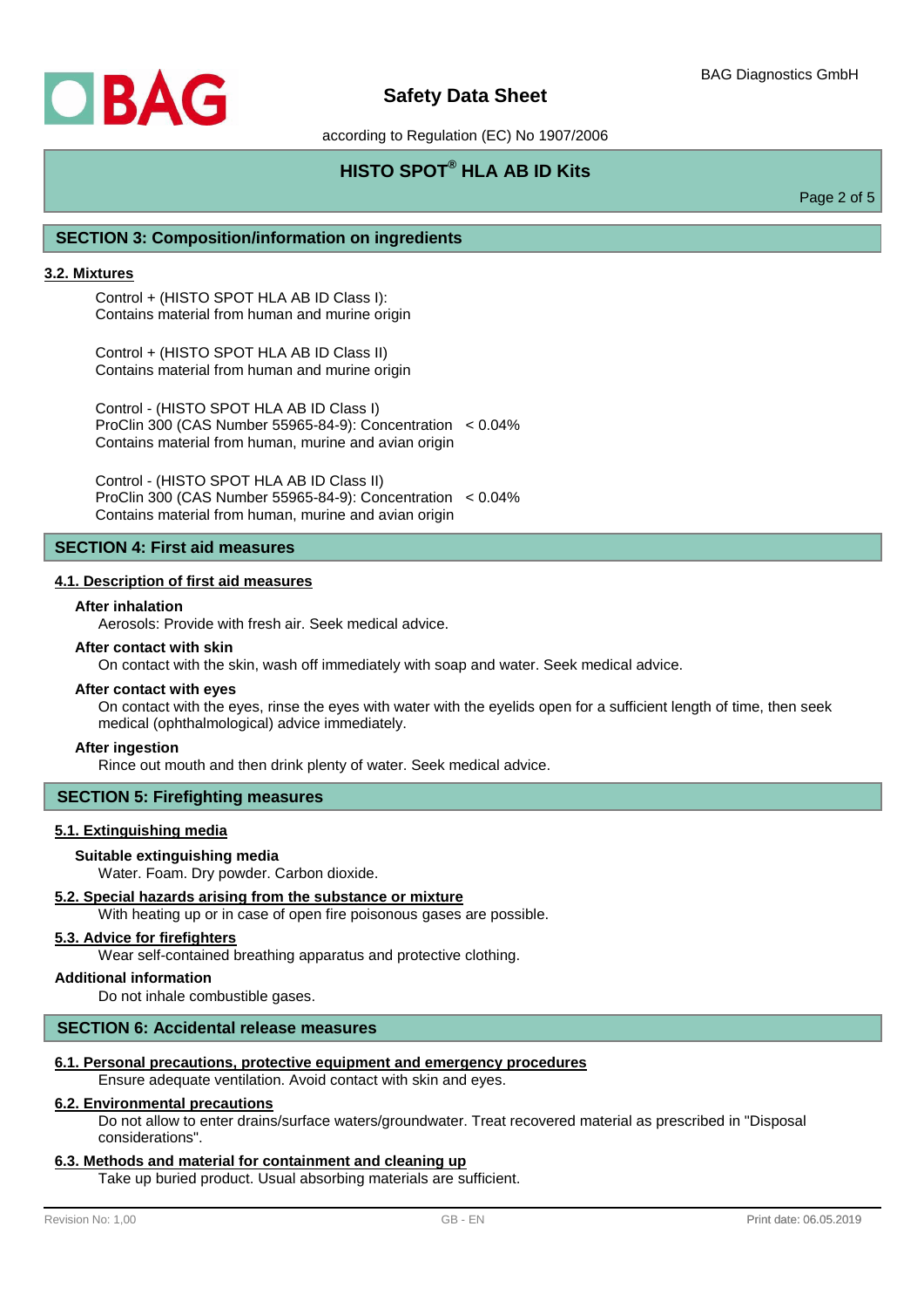## SECTION 3: Composition/information on ingredients

### 3.2. Mixtures

Control + (HISTO SPOT HLA AB ID Class I):
Contains material from human and murine origin

Control + (HISTO SPOT HLA AB ID Class II)
Contains material from human and murine origin

Control - (HISTO SPOT HLA AB ID Class I)
ProClin 300 (CAS Number 55965-84-9): Concentration < 0.04%
Contains material from human, murine and avian origin

Control - (HISTO SPOT HLA AB ID Class II)
ProClin 300 (CAS Number 55965-84-9): Concentration < 0.04%
Contains material from human, murine and avian origin

## SECTION 4: First aid measures

### 4.1. Description of first aid measures

**After inhalation**

Aerosols: Provide with fresh air. Seek medical advice.

**After contact with skin**

On contact with the skin, wash off immediately with soap and water. Seek medical advice.

**After contact with eyes**

On contact with the eyes, rinse the eyes with water with the eyelids open for a sufficient length of time, then seek medical (ophthalmological) advice immediately.

**After ingestion**

Rince out mouth and then drink plenty of water. Seek medical advice.

## SECTION 5: Firefighting measures

### 5.1. Extinguishing media

**Suitable extinguishing media**

Water. Foam. Dry powder. Carbon dioxide.

### 5.2. Special hazards arising from the substance or mixture

With heating up or in case of open fire poisonous gases are possible.

### 5.3. Advice for firefighters

Wear self-contained breathing apparatus and protective clothing.

**Additional information**

Do not inhale combustible gases.

## SECTION 6: Accidental release measures

### 6.1. Personal precautions, protective equipment and emergency procedures

Ensure adequate ventilation. Avoid contact with skin and eyes.

### 6.2. Environmental precautions

Do not allow to enter drains/surface waters/groundwater. Treat recovered material as prescribed in "Disposal considerations".

### 6.3. Methods and material for containment and cleaning up

Take up buried product. Usual absorbing materials are sufficient.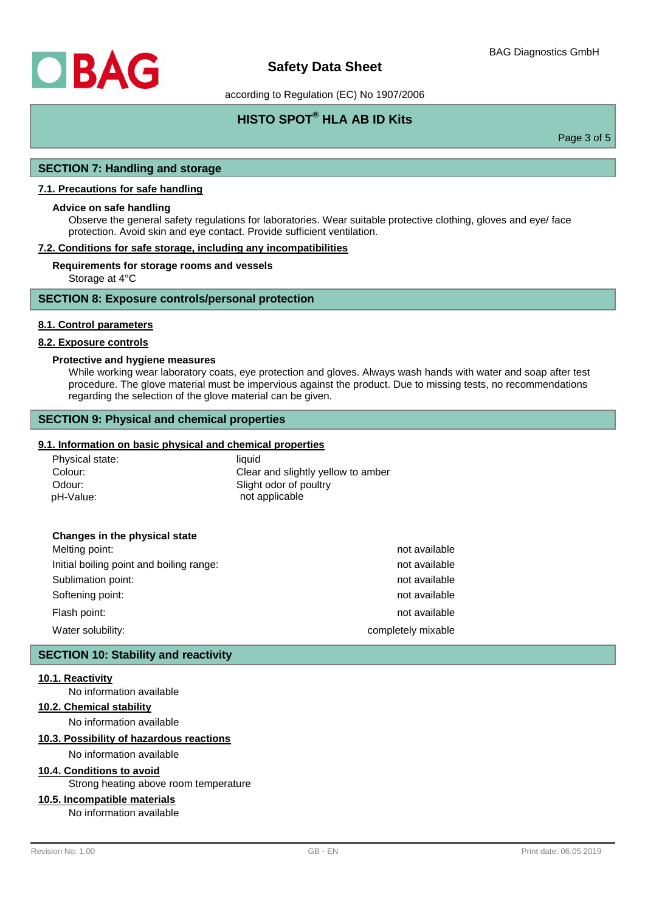## SECTION 7: Handling and storage

### 7.1. Precautions for safe handling

**Advice on safe handling**

Observe the general safety regulations for laboratories. Wear suitable protective clothing, gloves and eye/ face protection. Avoid skin and eye contact. Provide sufficient ventilation.

### 7.2. Conditions for safe storage, including any incompatibilities

**Requirements for storage rooms and vessels**

Storage at 4°C

## SECTION 8: Exposure controls/personal protection

### 8.1. Control parameters

### 8.2. Exposure controls

**Protective and hygiene measures**

While working wear laboratory coats, eye protection and gloves. Always wash hands with water and soap after test procedure. The glove material must be impervious against the product. Due to missing tests, no recommendations regarding the selection of the glove material can be given.

## SECTION 9: Physical and chemical properties

### 9.1. Information on basic physical and chemical properties

| | |
|---|---|
| Physical state: | liquid |
| Colour: | Clear and slightly yellow to amber |
| Odour: | Slight odor of poultry |
| pH-Value: | not applicable |

**Changes in the physical state**

| | |
|---|---|
| Melting point: | not available |
| Initial boiling point and boiling range: | not available |
| Sublimation point: | not available |
| Softening point: | not available |
| Flash point: | not available |
| Water solubility: | completely mixable |

## SECTION 10: Stability and reactivity

### 10.1. Reactivity

No information available

### 10.2. Chemical stability

No information available

### 10.3. Possibility of hazardous reactions

No information available

### 10.4. Conditions to avoid

Strong heating above room temperature

### 10.5. Incompatible materials

No information available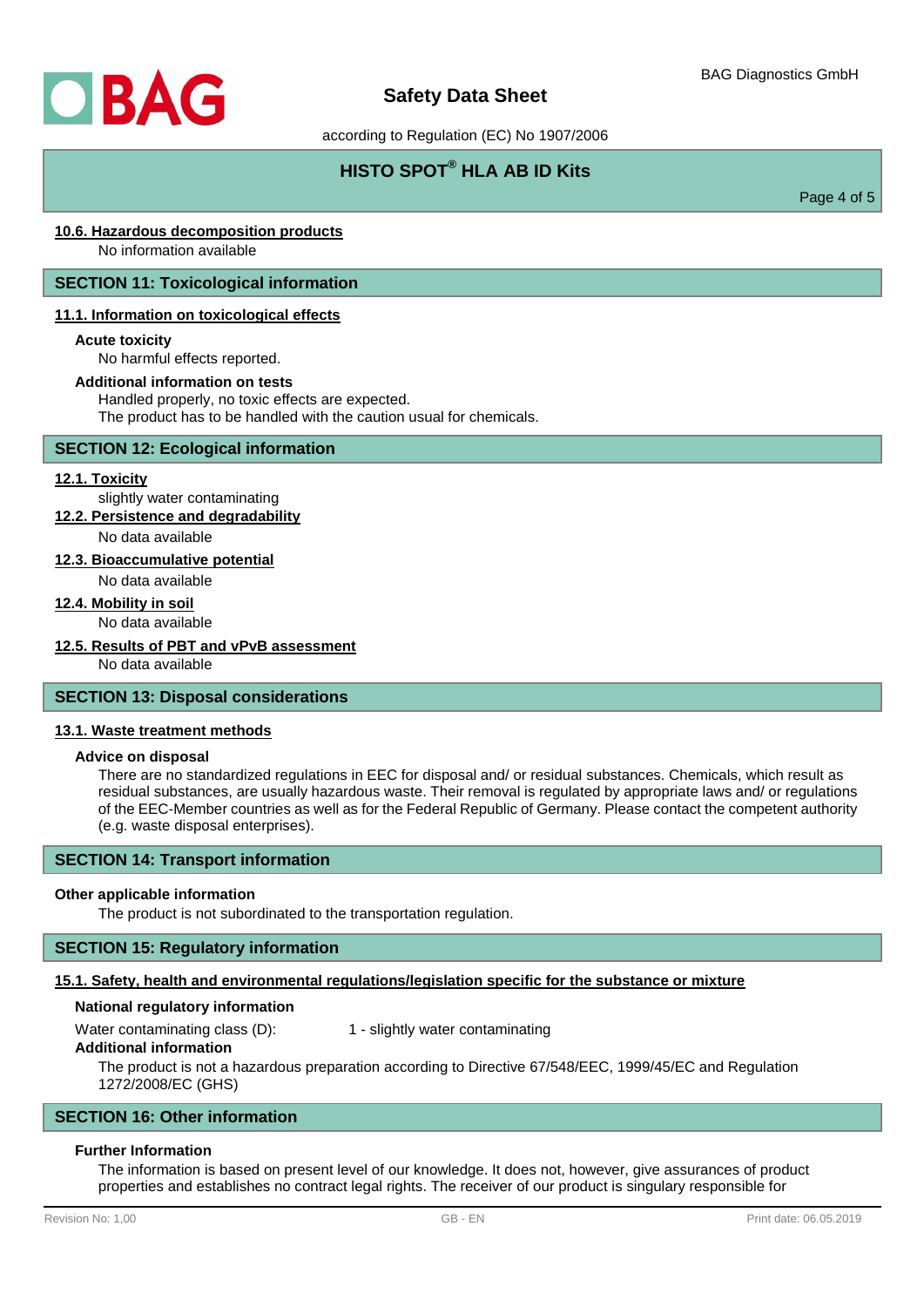### 10.6. Hazardous decomposition products

No information available

## SECTION 11: Toxicological information

### 11.1. Information on toxicological effects

**Acute toxicity**

No harmful effects reported.

**Additional information on tests**

Handled properly, no toxic effects are expected.
The product has to be handled with the caution usual for chemicals.

## SECTION 12: Ecological information

### 12.1. Toxicity

slightly water contaminating

### 12.2. Persistence and degradability

No data available

### 12.3. Bioaccumulative potential

No data available

### 12.4. Mobility in soil

No data available

### 12.5. Results of PBT and vPvB assessment

No data available

## SECTION 13: Disposal considerations

### 13.1. Waste treatment methods

**Advice on disposal**

There are no standardized regulations in EEC for disposal and/ or residual substances. Chemicals, which result as residual substances, are usually hazardous waste. Their removal is regulated by appropriate laws and/ or regulations of the EEC-Member countries as well as for the Federal Republic of Germany. Please contact the competent authority (e.g. waste disposal enterprises).

## SECTION 14: Transport information

**Other applicable information**

The product is not subordinated to the transportation regulation.

## SECTION 15: Regulatory information

### 15.1. Safety, health and environmental regulations/legislation specific for the substance or mixture

**National regulatory information**

Water contaminating class (D): 1 - slightly water contaminating

**Additional information**

The product is not a hazardous preparation according to Directive 67/548/EEC, 1999/45/EC and Regulation 1272/2008/EC (GHS)

## SECTION 16: Other information

**Further Information**

The information is based on present level of our knowledge. It does not, however, give assurances of product properties and establishes no contract legal rights. The receiver of our product is singulary responsible for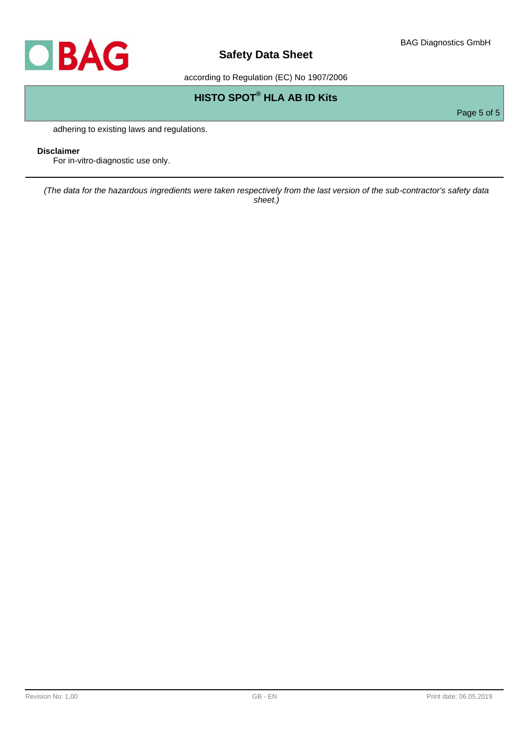adhering to existing laws and regulations.

**Disclaimer**

For in-vitro-diagnostic use only.

---

*(The data for the hazardous ingredients were taken respectively from the last version of the sub-contractor's safety data sheet.)*